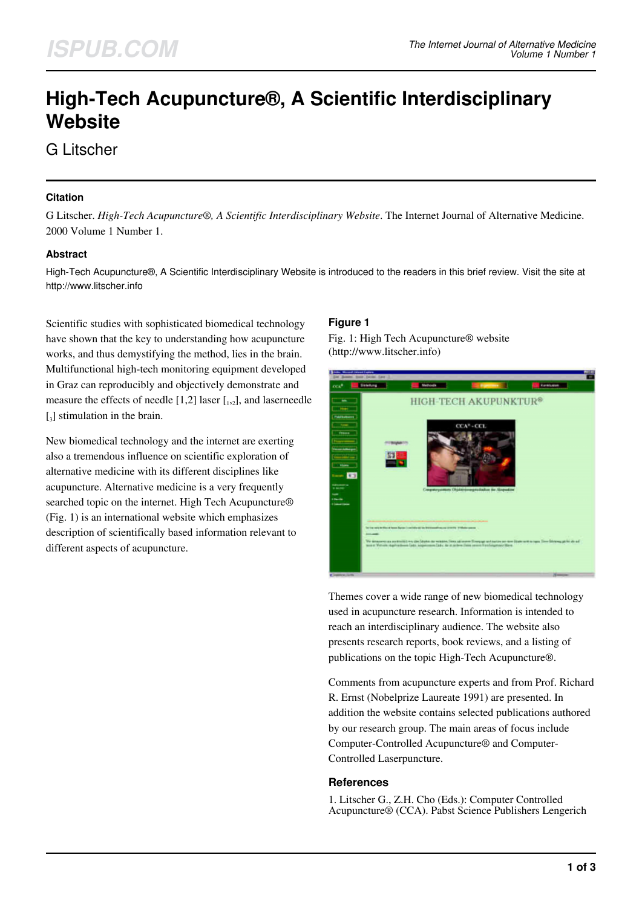# High-Tech Acupuncture®, A Scientific Interdisciplinary Website

G Litscher

### Citation

G Litscher. *High-Tech Acupuncture®, A Scientific Interdisciplinary Website*. The Internet Journal of Alternative Medicine. 2000 Volume 1 Number 1.

### Abstract

High-Tech Acupuncture®, A Scientific Interdisciplinary Website is introduced to the readers in this brief review. Visit the site at http://www.litscher.info

Scientific studies with sophisticated biomedical technology have shown that the key to understanding how acupuncture works, and thus demystifying the method, lies in the brain. Multifunctional high-tech monitoring equipment developed in Graz can reproducibly and objectively demonstrate and measure the effects of needle [1,2] laser [1,2], and laserneedle [3] stimulation in the brain.

New biomedical technology and the internet are exerting also a tremendous influence on scientific exploration of alternative medicine with its different disciplines like acupuncture. Alternative medicine is a very frequently searched topic on the internet. High Tech Acupuncture® (Fig. 1) is an international website which emphasizes description of scientifically based information relevant to different aspects of acupuncture.

### Figure 1

Fig. 1: High Tech Acupuncture® website (http://www.litscher.info)

Themes cover a wide range of new biomedical technology used in acupuncture research. Information is intended to reach an interdisciplinary audience. The website also presents research reports, book reviews, and a listing of publications on the topic High-Tech Acupuncture®.

Comments from acupuncture experts and from Prof. Richard R. Ernst (Nobelprize Laureate 1991) are presented. In addition the website contains selected publications authored by our research group. The main areas of focus include Computer-Controlled Acupuncture® and Computer-Controlled Laserpuncture.

### References

1. Litscher G., Z.H. Cho (Eds.): Computer Controlled Acupuncture® (CCA). Pabst Science Publishers Lengerich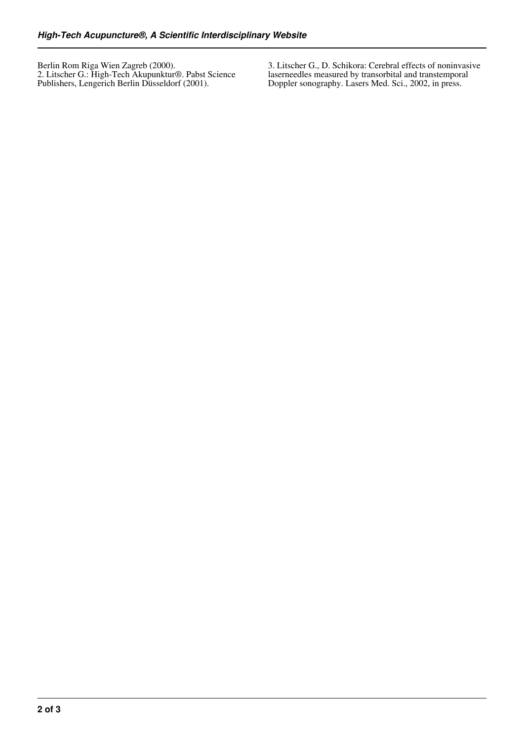Berlin Rom Riga Wien Zagreb (2000).
2. Litscher G.: High-Tech Akupunktur®. Pabst Science Publishers, Lengerich Berlin Düsseldorf (2001).

3. Litscher G., D. Schikora: Cerebral effects of noninvasive laserneedles measured by transorbital and transtemporal Doppler sonography. Lasers Med. Sci., 2002, in press.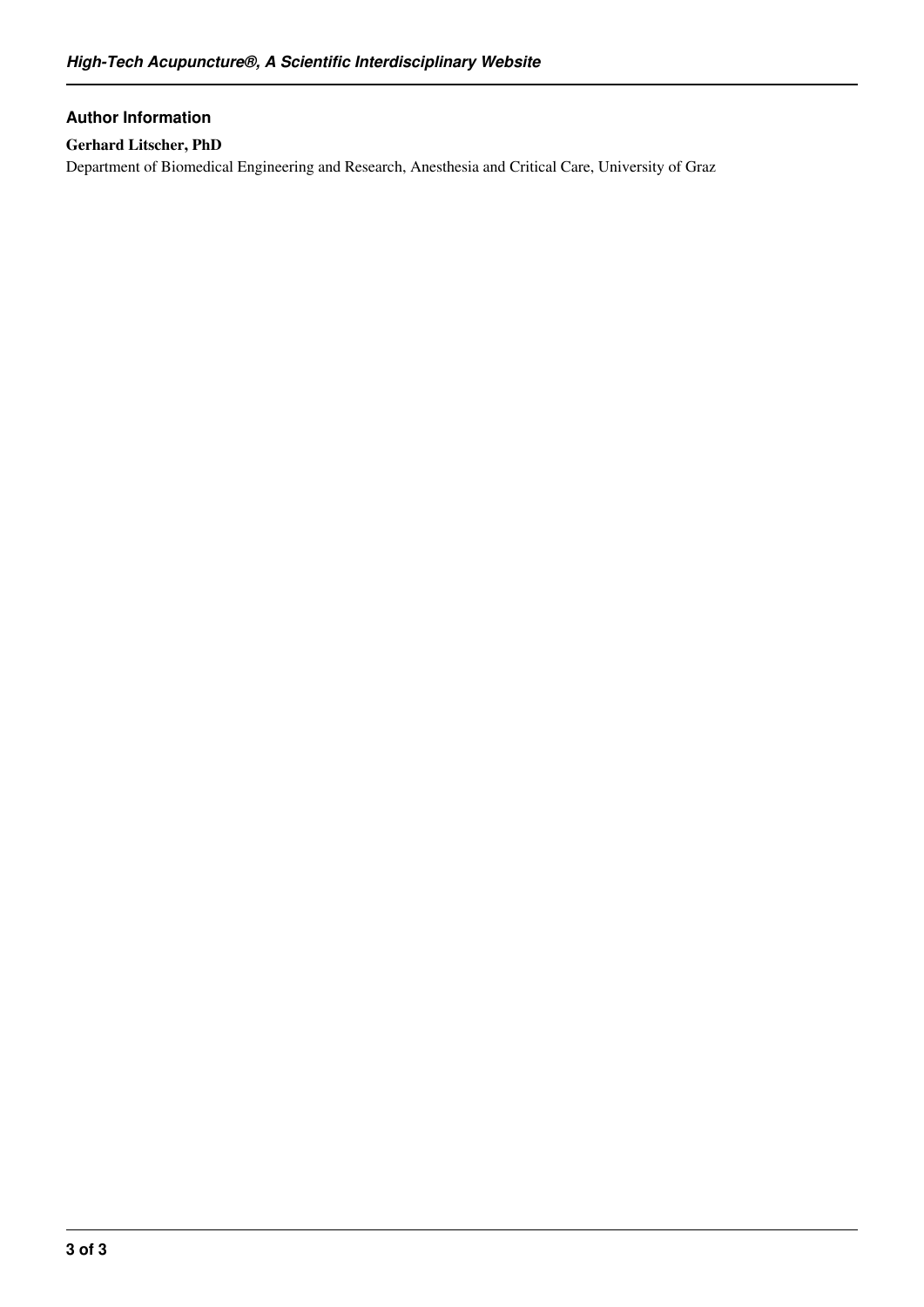## Author Information

**Gerhard Litscher, PhD**

Department of Biomedical Engineering and Research, Anesthesia and Critical Care, University of Graz